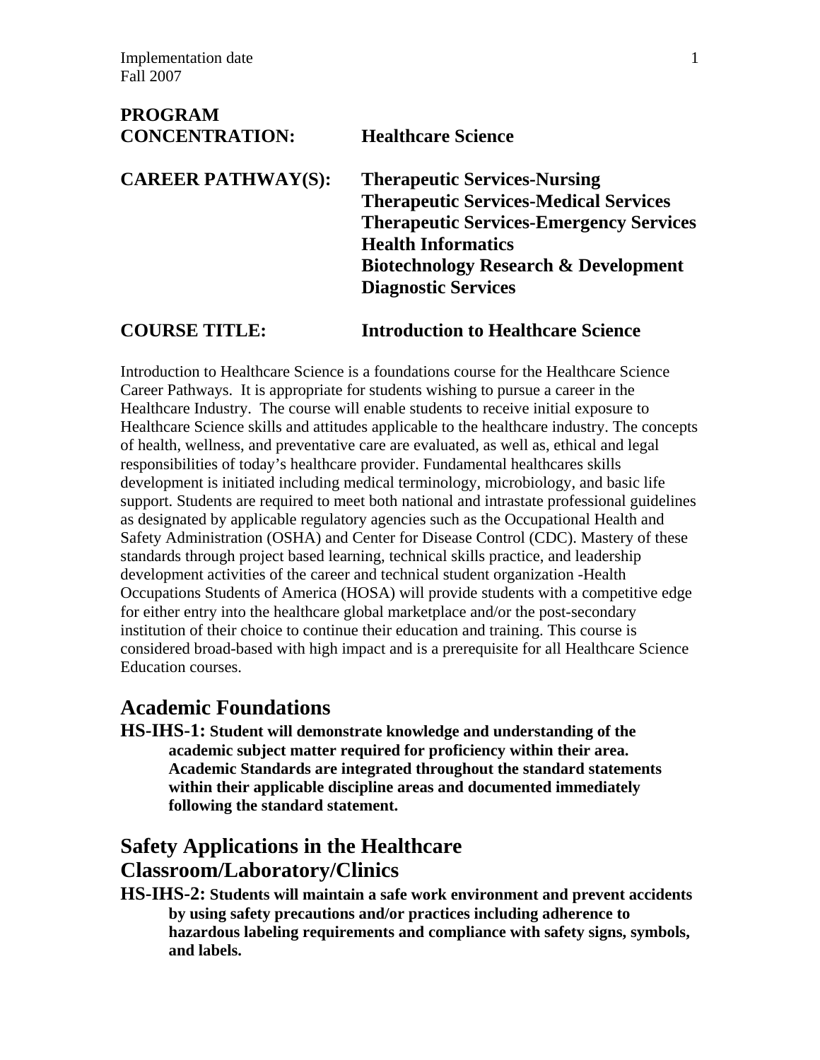Implementation date
Fall 2007

**PROGRAM CONCENTRATION:** **Healthcare Science**

**CAREER PATHWAY(S):** **Therapeutic Services-Nursing**
**Therapeutic Services-Medical Services**
**Therapeutic Services-Emergency Services**
**Health Informatics**
**Biotechnology Research & Development**
**Diagnostic Services**

**COURSE TITLE:** **Introduction to Healthcare Science**

Introduction to Healthcare Science is a foundations course for the Healthcare Science Career Pathways. It is appropriate for students wishing to pursue a career in the Healthcare Industry. The course will enable students to receive initial exposure to Healthcare Science skills and attitudes applicable to the healthcare industry. The concepts of health, wellness, and preventative care are evaluated, as well as, ethical and legal responsibilities of today's healthcare provider. Fundamental healthcares skills development is initiated including medical terminology, microbiology, and basic life support. Students are required to meet both national and intrastate professional guidelines as designated by applicable regulatory agencies such as the Occupational Health and Safety Administration (OSHA) and Center for Disease Control (CDC). Mastery of these standards through project based learning, technical skills practice, and leadership development activities of the career and technical student organization -Health Occupations Students of America (HOSA) will provide students with a competitive edge for either entry into the healthcare global marketplace and/or the post-secondary institution of their choice to continue their education and training. This course is considered broad-based with high impact and is a prerequisite for all Healthcare Science Education courses.

## Academic Foundations

**HS-IHS-1: Student will demonstrate knowledge and understanding of the academic subject matter required for proficiency within their area. Academic Standards are integrated throughout the standard statements within their applicable discipline areas and documented immediately following the standard statement.**

## Safety Applications in the Healthcare Classroom/Laboratory/Clinics

**HS-IHS-2: Students will maintain a safe work environment and prevent accidents by using safety precautions and/or practices including adherence to hazardous labeling requirements and compliance with safety signs, symbols, and labels.**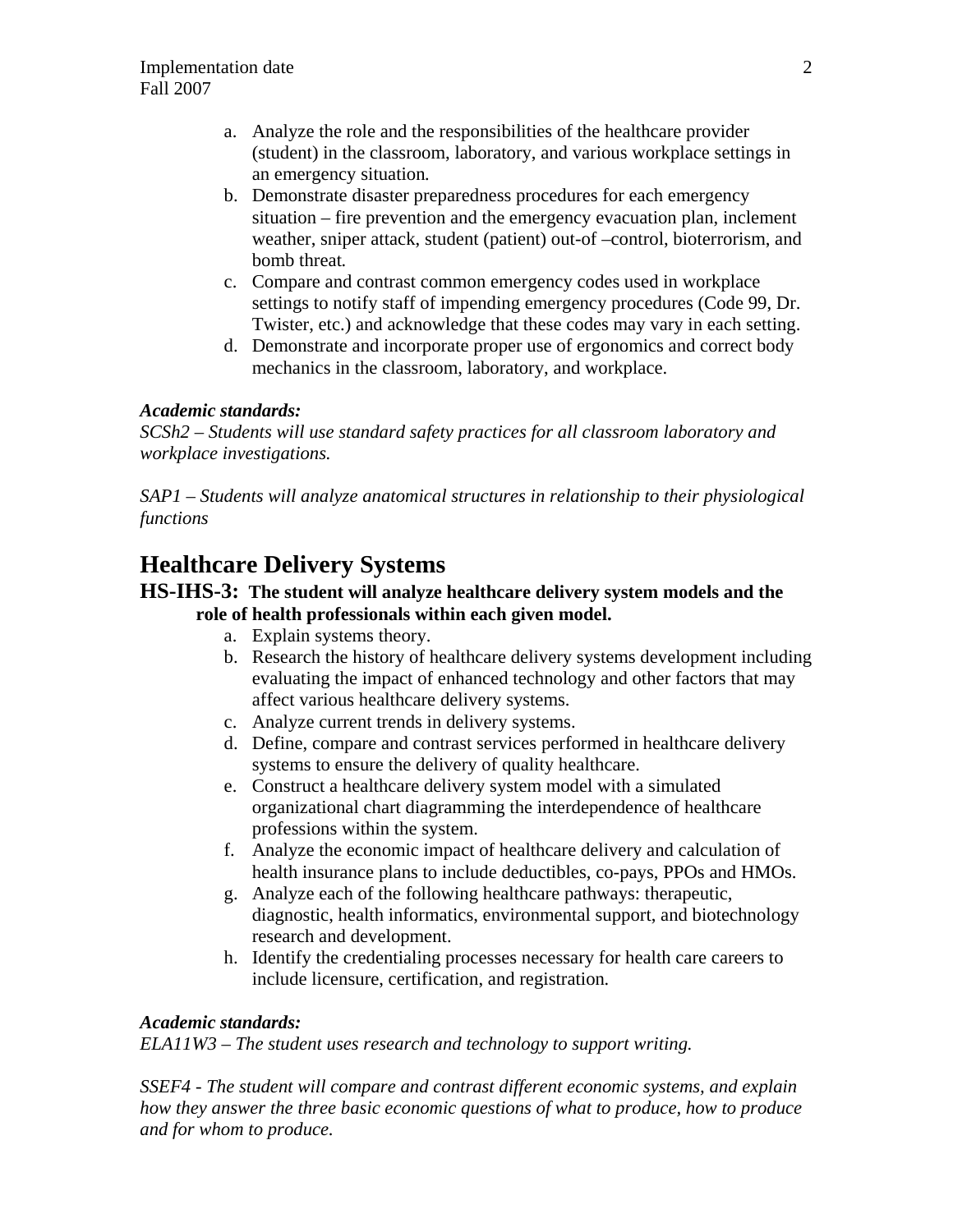a. Analyze the role and the responsibilities of the healthcare provider (student) in the classroom, laboratory, and various workplace settings in an emergency situation.
b. Demonstrate disaster preparedness procedures for each emergency situation – fire prevention and the emergency evacuation plan, inclement weather, sniper attack, student (patient) out-of –control, bioterrorism, and bomb threat.
c. Compare and contrast common emergency codes used in workplace settings to notify staff of impending emergency procedures (Code 99, Dr. Twister, etc.) and acknowledge that these codes may vary in each setting.
d. Demonstrate and incorporate proper use of ergonomics and correct body mechanics in the classroom, laboratory, and workplace.

***Academic standards:***
*SCSh2 – Students will use standard safety practices for all classroom laboratory and workplace investigations.*

*SAP1 – Students will analyze anatomical structures in relationship to their physiological functions*

# Healthcare Delivery Systems

## HS-IHS-3: The student will analyze healthcare delivery system models and the role of health professionals within each given model.

a. Explain systems theory.
b. Research the history of healthcare delivery systems development including evaluating the impact of enhanced technology and other factors that may affect various healthcare delivery systems.
c. Analyze current trends in delivery systems.
d. Define, compare and contrast services performed in healthcare delivery systems to ensure the delivery of quality healthcare.
e. Construct a healthcare delivery system model with a simulated organizational chart diagramming the interdependence of healthcare professions within the system.
f. Analyze the economic impact of healthcare delivery and calculation of health insurance plans to include deductibles, co-pays, PPOs and HMOs.
g. Analyze each of the following healthcare pathways: therapeutic, diagnostic, health informatics, environmental support, and biotechnology research and development.
h. Identify the credentialing processes necessary for health care careers to include licensure, certification, and registration.

***Academic standards:***
*ELA11W3 – The student uses research and technology to support writing.*

*SSEF4 - The student will compare and contrast different economic systems, and explain how they answer the three basic economic questions of what to produce, how to produce and for whom to produce.*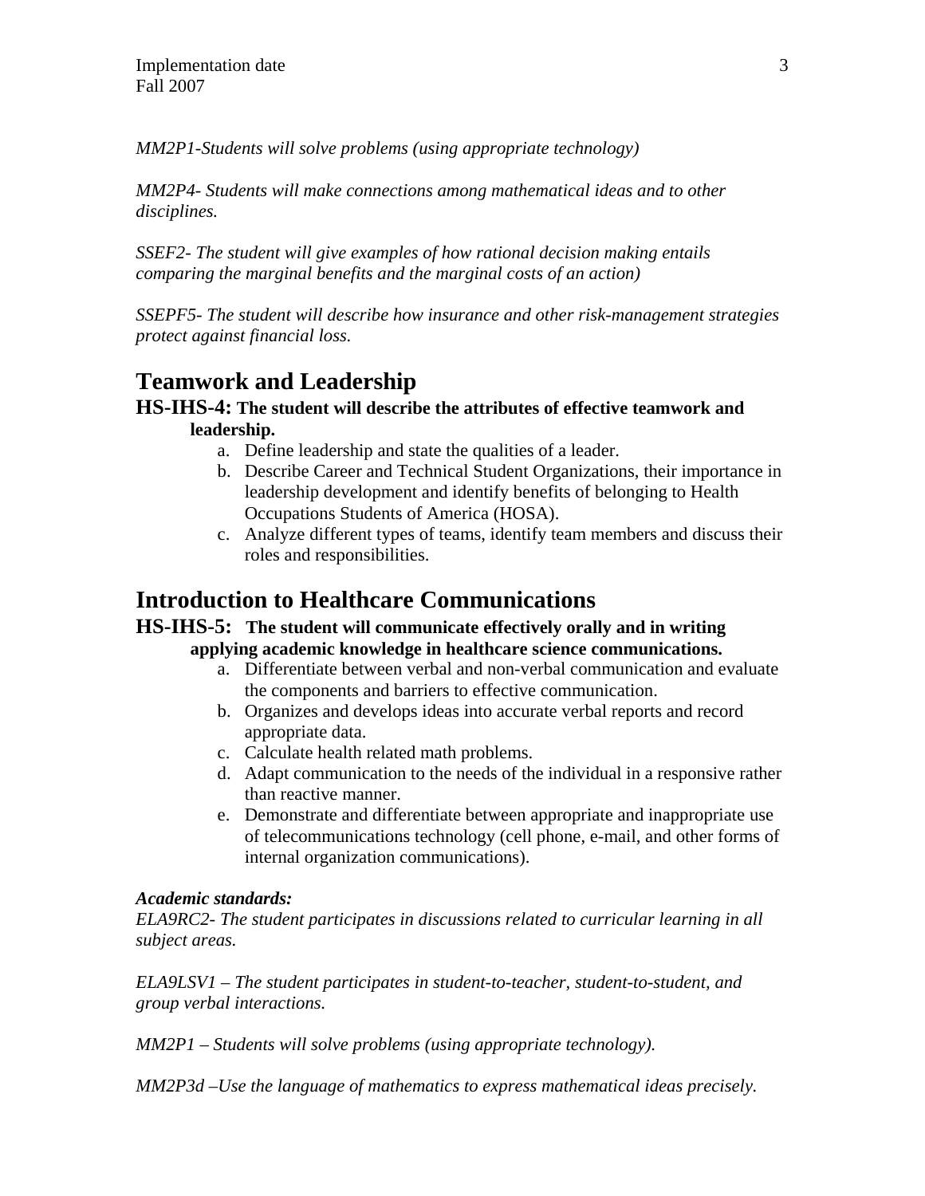*MM2P1-Students will solve problems (using appropriate technology)*

*MM2P4- Students will make connections among mathematical ideas and to other disciplines.*

*SSEF2- The student will give examples of how rational decision making entails comparing the marginal benefits and the marginal costs of an action)*

*SSEPF5- The student will describe how insurance and other risk-management strategies protect against financial loss.*

## Teamwork and Leadership

### HS-IHS-4: The student will describe the attributes of effective teamwork and leadership.

a. Define leadership and state the qualities of a leader.
b. Describe Career and Technical Student Organizations, their importance in leadership development and identify benefits of belonging to Health Occupations Students of America (HOSA).
c. Analyze different types of teams, identify team members and discuss their roles and responsibilities.

## Introduction to Healthcare Communications

### HS-IHS-5: The student will communicate effectively orally and in writing applying academic knowledge in healthcare science communications.

a. Differentiate between verbal and non-verbal communication and evaluate the components and barriers to effective communication.
b. Organizes and develops ideas into accurate verbal reports and record appropriate data.
c. Calculate health related math problems.
d. Adapt communication to the needs of the individual in a responsive rather than reactive manner.
e. Demonstrate and differentiate between appropriate and inappropriate use of telecommunications technology (cell phone, e-mail, and other forms of internal organization communications).

***Academic standards:***
*ELA9RC2- The student participates in discussions related to curricular learning in all subject areas.*

*ELA9LSV1 – The student participates in student-to-teacher, student-to-student, and group verbal interactions.*

*MM2P1 – Students will solve problems (using appropriate technology).*

*MM2P3d –Use the language of mathematics to express mathematical ideas precisely.*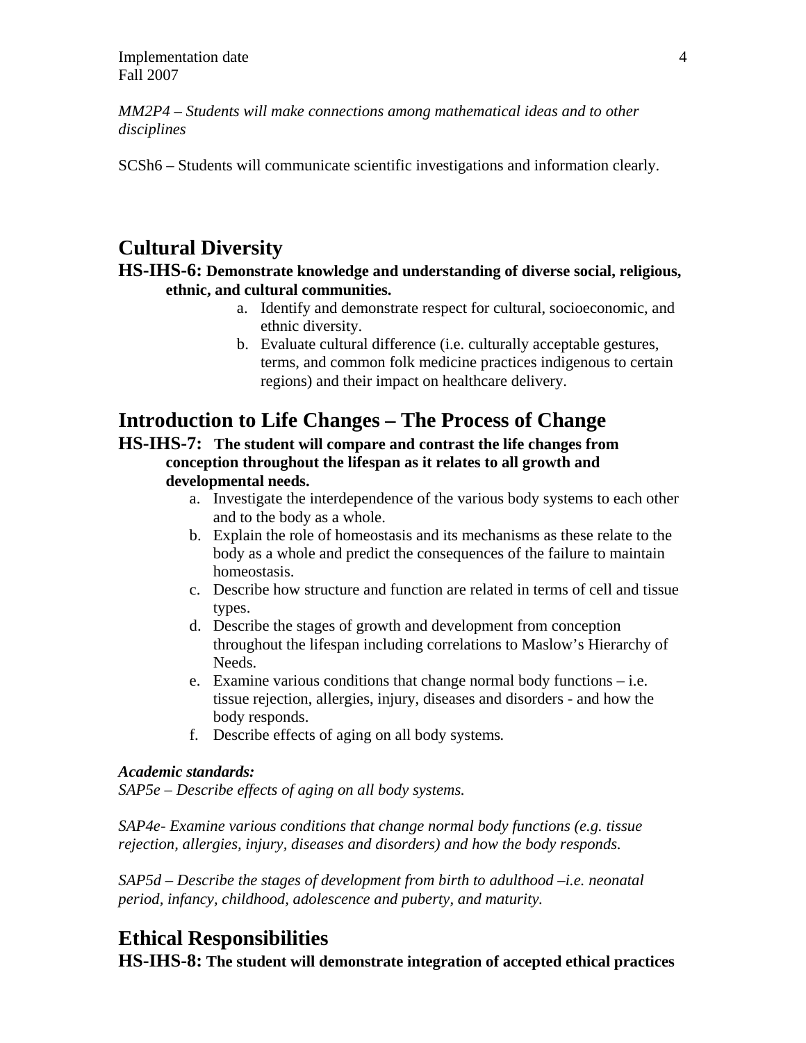*MM2P4 – Students will make connections among mathematical ideas and to other disciplines*

SCSh6 – Students will communicate scientific investigations and information clearly.

## Cultural Diversity

**HS-IHS-6: Demonstrate knowledge and understanding of diverse social, religious, ethnic, and cultural communities.**

a. Identify and demonstrate respect for cultural, socioeconomic, and ethnic diversity.
b. Evaluate cultural difference (i.e. culturally acceptable gestures, terms, and common folk medicine practices indigenous to certain regions) and their impact on healthcare delivery.

## Introduction to Life Changes – The Process of Change

**HS-IHS-7: The student will compare and contrast the life changes from conception throughout the lifespan as it relates to all growth and developmental needs.**

a. Investigate the interdependence of the various body systems to each other and to the body as a whole.
b. Explain the role of homeostasis and its mechanisms as these relate to the body as a whole and predict the consequences of the failure to maintain homeostasis.
c. Describe how structure and function are related in terms of cell and tissue types.
d. Describe the stages of growth and development from conception throughout the lifespan including correlations to Maslow's Hierarchy of Needs.
e. Examine various conditions that change normal body functions – i.e. tissue rejection, allergies, injury, diseases and disorders - and how the body responds.
f. Describe effects of aging on all body systems.

***Academic standards:***

*SAP5e – Describe effects of aging on all body systems.*

*SAP4e- Examine various conditions that change normal body functions (e.g. tissue rejection, allergies, injury, diseases and disorders) and how the body responds.*

*SAP5d – Describe the stages of development from birth to adulthood –i.e. neonatal period, infancy, childhood, adolescence and puberty, and maturity.*

## Ethical Responsibilities

**HS-IHS-8: The student will demonstrate integration of accepted ethical practices**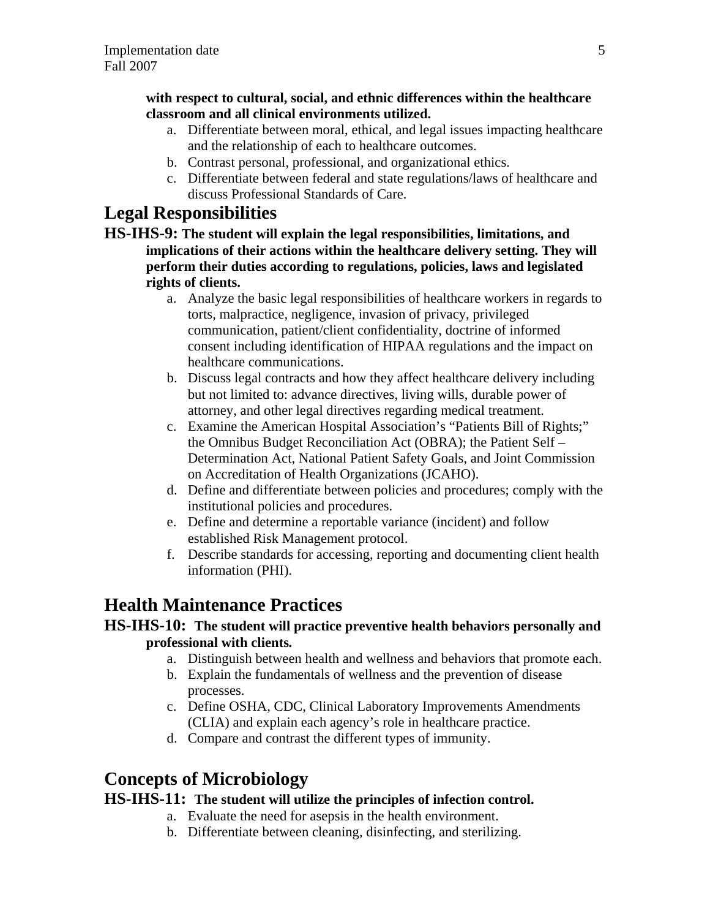**with respect to cultural, social, and ethnic differences within the healthcare classroom and all clinical environments utilized.**

a. Differentiate between moral, ethical, and legal issues impacting healthcare and the relationship of each to healthcare outcomes.
b. Contrast personal, professional, and organizational ethics.
c. Differentiate between federal and state regulations/laws of healthcare and discuss Professional Standards of Care.

# Legal Responsibilities

**HS-IHS-9: The student will explain the legal responsibilities, limitations, and implications of their actions within the healthcare delivery setting. They will perform their duties according to regulations, policies, laws and legislated rights of clients.**

a. Analyze the basic legal responsibilities of healthcare workers in regards to torts, malpractice, negligence, invasion of privacy, privileged communication, patient/client confidentiality, doctrine of informed consent including identification of HIPAA regulations and the impact on healthcare communications.
b. Discuss legal contracts and how they affect healthcare delivery including but not limited to: advance directives, living wills, durable power of attorney, and other legal directives regarding medical treatment.
c. Examine the American Hospital Association's "Patients Bill of Rights;" the Omnibus Budget Reconciliation Act (OBRA); the Patient Self – Determination Act, National Patient Safety Goals, and Joint Commission on Accreditation of Health Organizations (JCAHO).
d. Define and differentiate between policies and procedures; comply with the institutional policies and procedures.
e. Define and determine a reportable variance (incident) and follow established Risk Management protocol.
f. Describe standards for accessing, reporting and documenting client health information (PHI).

# Health Maintenance Practices

**HS-IHS-10: The student will practice preventive health behaviors personally and professional with clients.**

a. Distinguish between health and wellness and behaviors that promote each.
b. Explain the fundamentals of wellness and the prevention of disease processes.
c. Define OSHA, CDC, Clinical Laboratory Improvements Amendments (CLIA) and explain each agency's role in healthcare practice.
d. Compare and contrast the different types of immunity.

# Concepts of Microbiology

**HS-IHS-11: The student will utilize the principles of infection control.**

a. Evaluate the need for asepsis in the health environment.
b. Differentiate between cleaning, disinfecting, and sterilizing.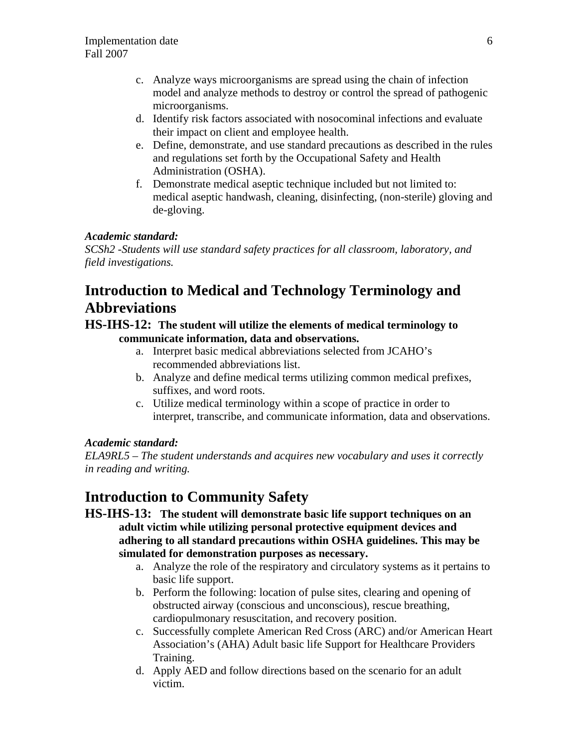c. Analyze ways microorganisms are spread using the chain of infection model and analyze methods to destroy or control the spread of pathogenic microorganisms.
d. Identify risk factors associated with nosocominal infections and evaluate their impact on client and employee health.
e. Define, demonstrate, and use standard precautions as described in the rules and regulations set forth by the Occupational Safety and Health Administration (OSHA).
f. Demonstrate medical aseptic technique included but not limited to: medical aseptic handwash, cleaning, disinfecting, (non-sterile) gloving and de-gloving.

***Academic standard:***
*SCSh2 -Students will use standard safety practices for all classroom, laboratory, and field investigations.*

## Introduction to Medical and Technology Terminology and Abbreviations

**HS-IHS-12: The student will utilize the elements of medical terminology to communicate information, data and observations.**

a. Interpret basic medical abbreviations selected from JCAHO's recommended abbreviations list.
b. Analyze and define medical terms utilizing common medical prefixes, suffixes, and word roots.
c. Utilize medical terminology within a scope of practice in order to interpret, transcribe, and communicate information, data and observations.

***Academic standard:***
*ELA9RL5 – The student understands and acquires new vocabulary and uses it correctly in reading and writing.*

## Introduction to Community Safety

**HS-IHS-13: The student will demonstrate basic life support techniques on an adult victim while utilizing personal protective equipment devices and adhering to all standard precautions within OSHA guidelines. This may be simulated for demonstration purposes as necessary.**

a. Analyze the role of the respiratory and circulatory systems as it pertains to basic life support.
b. Perform the following: location of pulse sites, clearing and opening of obstructed airway (conscious and unconscious), rescue breathing, cardiopulmonary resuscitation, and recovery position.
c. Successfully complete American Red Cross (ARC) and/or American Heart Association's (AHA) Adult basic life Support for Healthcare Providers Training.
d. Apply AED and follow directions based on the scenario for an adult victim.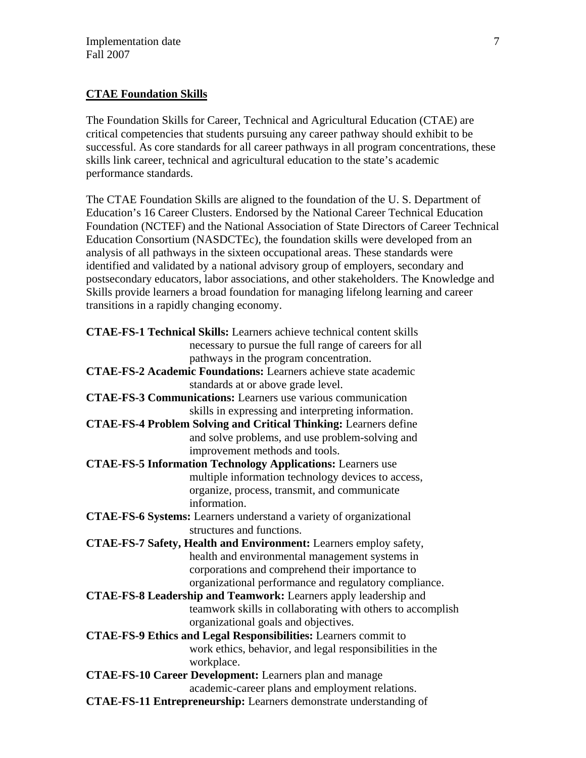## CTAE Foundation Skills

The Foundation Skills for Career, Technical and Agricultural Education (CTAE) are critical competencies that students pursuing any career pathway should exhibit to be successful. As core standards for all career pathways in all program concentrations, these skills link career, technical and agricultural education to the state's academic performance standards.

The CTAE Foundation Skills are aligned to the foundation of the U. S. Department of Education's 16 Career Clusters. Endorsed by the National Career Technical Education Foundation (NCTEF) and the National Association of State Directors of Career Technical Education Consortium (NASDCTEc), the foundation skills were developed from an analysis of all pathways in the sixteen occupational areas. These standards were identified and validated by a national advisory group of employers, secondary and postsecondary educators, labor associations, and other stakeholders. The Knowledge and Skills provide learners a broad foundation for managing lifelong learning and career transitions in a rapidly changing economy.

**CTAE-FS-1 Technical Skills:** Learners achieve technical content skills necessary to pursue the full range of careers for all pathways in the program concentration.

**CTAE-FS-2 Academic Foundations:** Learners achieve state academic standards at or above grade level.

**CTAE-FS-3 Communications:** Learners use various communication skills in expressing and interpreting information.

**CTAE-FS-4 Problem Solving and Critical Thinking:** Learners define and solve problems, and use problem-solving and improvement methods and tools.

**CTAE-FS-5 Information Technology Applications:** Learners use multiple information technology devices to access, organize, process, transmit, and communicate information.

**CTAE-FS-6 Systems:** Learners understand a variety of organizational structures and functions.

**CTAE-FS-7 Safety, Health and Environment:** Learners employ safety, health and environmental management systems in corporations and comprehend their importance to organizational performance and regulatory compliance.

**CTAE-FS-8 Leadership and Teamwork:** Learners apply leadership and teamwork skills in collaborating with others to accomplish organizational goals and objectives.

**CTAE-FS-9 Ethics and Legal Responsibilities:** Learners commit to work ethics, behavior, and legal responsibilities in the workplace.

**CTAE-FS-10 Career Development:** Learners plan and manage academic-career plans and employment relations.

**CTAE-FS-11 Entrepreneurship:** Learners demonstrate understanding of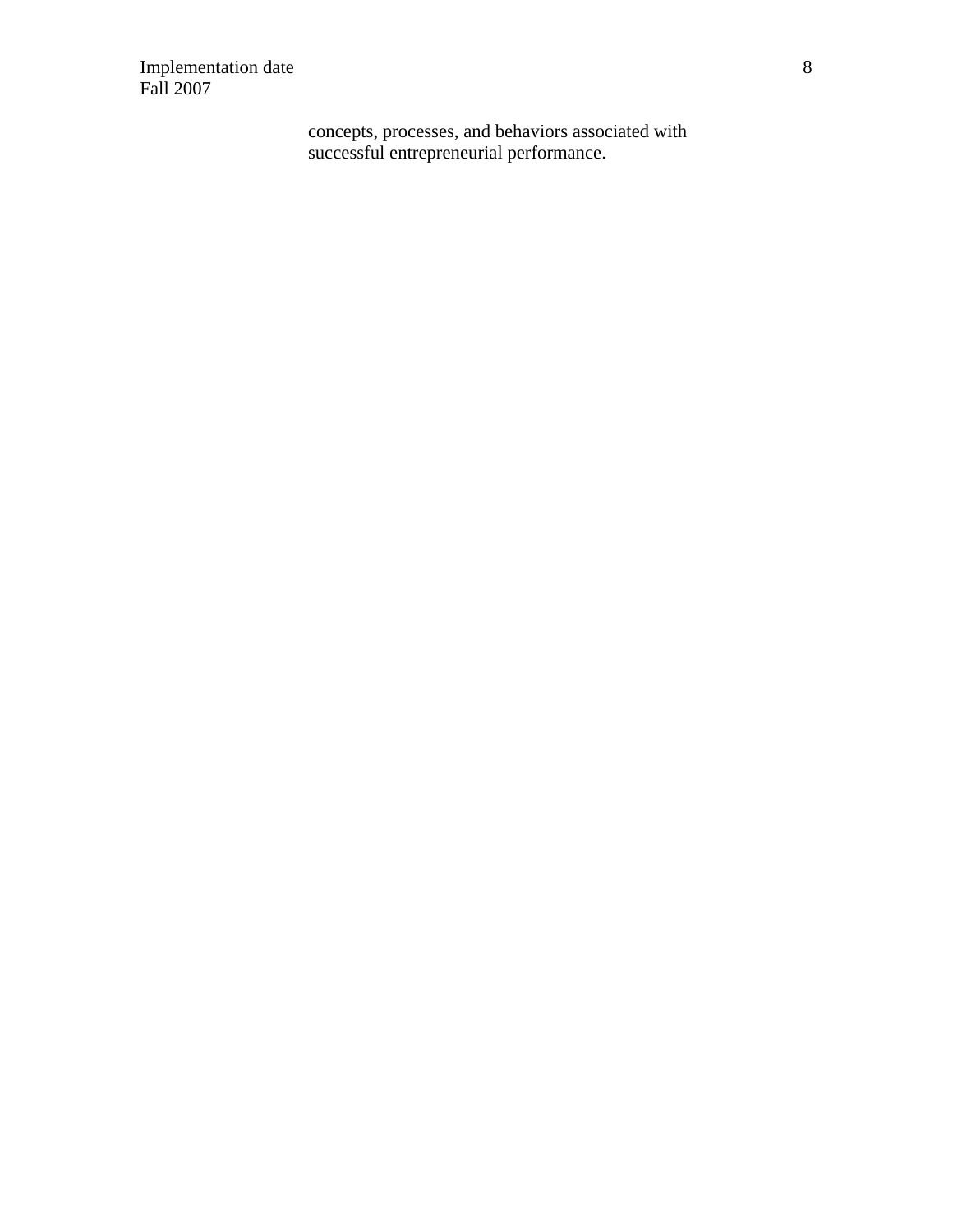concepts, processes, and behaviors associated with successful entrepreneurial performance.